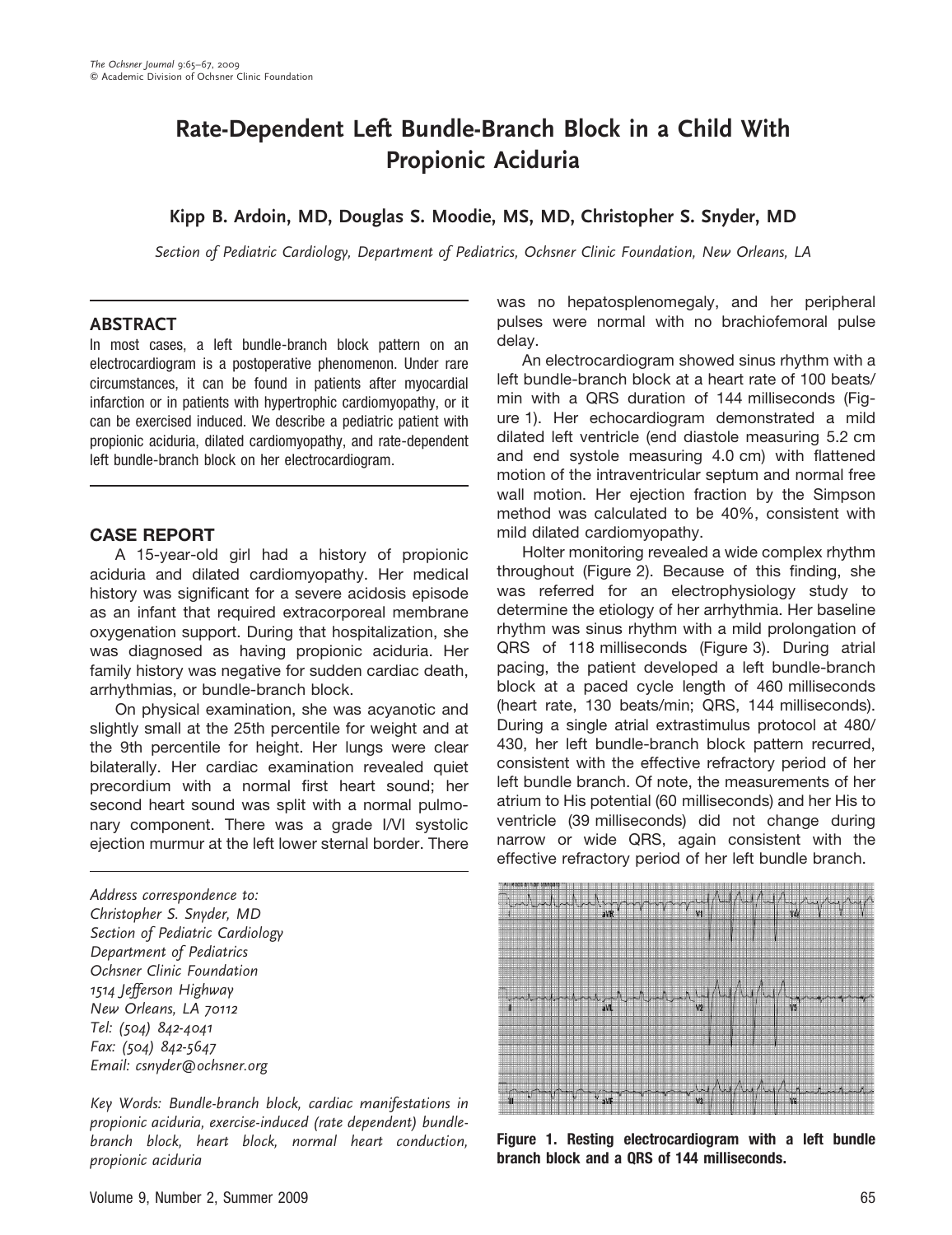# Rate-Dependent Left Bundle-Branch Block in a Child With Propionic Aciduria

**Kipp B. Ardoin, MD, Douglas S. Moodie, MS, MD, Christopher S. Snyder, MD**

*Section of Pediatric Cardiology, Department of Pediatrics, Ochsner Clinic Foundation, New Orleans, LA*

## ABSTRACT

In most cases, a left bundle-branch block pattern on an electrocardiogram is a postoperative phenomenon. Under rare circumstances, it can be found in patients after myocardial infarction or in patients with hypertrophic cardiomyopathy, or it can be exercised induced. We describe a pediatric patient with propionic aciduria, dilated cardiomyopathy, and rate-dependent left bundle-branch block on her electrocardiogram.

## CASE REPORT

A 15-year-old girl had a history of propionic aciduria and dilated cardiomyopathy. Her medical history was significant for a severe acidosis episode as an infant that required extracorporeal membrane oxygenation support. During that hospitalization, she was diagnosed as having propionic aciduria. Her family history was negative for sudden cardiac death, arrhythmias, or bundle-branch block.

On physical examination, she was acyanotic and slightly small at the 25th percentile for weight and at the 9th percentile for height. Her lungs were clear bilaterally. Her cardiac examination revealed quiet precordium with a normal first heart sound; her second heart sound was split with a normal pulmonary component. There was a grade I/VI systolic ejection murmur at the left lower sternal border. There was no hepatosplenomegaly, and her peripheral pulses were normal with no brachiofemoral pulse delay.

An electrocardiogram showed sinus rhythm with a left bundle-branch block at a heart rate of 100 beats/min with a QRS duration of 144 milliseconds (Figure 1). Her echocardiogram demonstrated a mild dilated left ventricle (end diastole measuring 5.2 cm and end systole measuring 4.0 cm) with flattened motion of the intraventricular septum and normal free wall motion. Her ejection fraction by the Simpson method was calculated to be 40%, consistent with mild dilated cardiomyopathy.

Holter monitoring revealed a wide complex rhythm throughout (Figure 2). Because of this finding, she was referred for an electrophysiology study to determine the etiology of her arrhythmia. Her baseline rhythm was sinus rhythm with a mild prolongation of QRS of 118 milliseconds (Figure 3). During atrial pacing, the patient developed a left bundle-branch block at a paced cycle length of 460 milliseconds (heart rate, 130 beats/min; QRS, 144 milliseconds). During a single atrial extrastimulus protocol at 480/430, her left bundle-branch block pattern recurred, consistent with the effective refractory period of her left bundle branch. Of note, the measurements of her atrium to His potential (60 milliseconds) and her His to ventricle (39 milliseconds) did not change during narrow or wide QRS, again consistent with the effective refractory period of her left bundle branch.

**Figure 1. Resting electrocardiogram with a left bundle branch block and a QRS of 144 milliseconds.**

*Address correspondence to:*
*Christopher S. Snyder, MD*
*Section of Pediatric Cardiology*
*Department of Pediatrics*
*Ochsner Clinic Foundation*
*1514 Jefferson Highway*
*New Orleans, LA 70112*
*Tel: (504) 842-4041*
*Fax: (504) 842-5647*
*Email: csnyder@ochsner.org*

*Key Words: Bundle-branch block, cardiac manifestations in propionic aciduria, exercise-induced (rate dependent) bundle-branch block, heart block, normal heart conduction, propionic aciduria*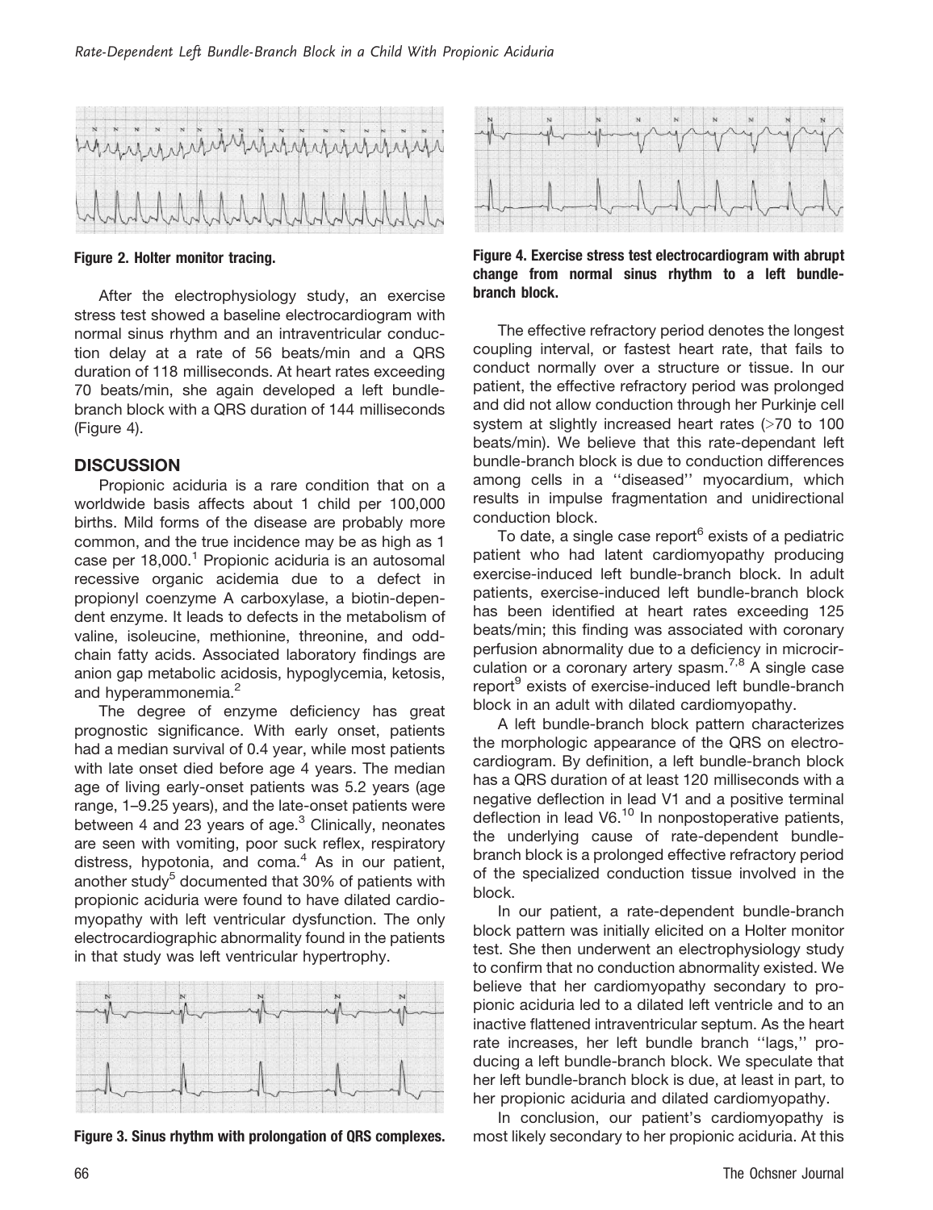**Figure 2. Holter monitor tracing.**

After the electrophysiology study, an exercise stress test showed a baseline electrocardiogram with normal sinus rhythm and an intraventricular conduction delay at a rate of 56 beats/min and a QRS duration of 118 milliseconds. At heart rates exceeding 70 beats/min, she again developed a left bundle-branch block with a QRS duration of 144 milliseconds (Figure 4).

## DISCUSSION

Propionic aciduria is a rare condition that on a worldwide basis affects about 1 child per 100,000 births. Mild forms of the disease are probably more common, and the true incidence may be as high as 1 case per 18,000.[1] Propionic aciduria is an autosomal recessive organic acidemia due to a defect in propionyl coenzyme A carboxylase, a biotin-dependent enzyme. It leads to defects in the metabolism of valine, isoleucine, methionine, threonine, and odd-chain fatty acids. Associated laboratory findings are anion gap metabolic acidosis, hypoglycemia, ketosis, and hyperammonemia.[2]

The degree of enzyme deficiency has great prognostic significance. With early onset, patients had a median survival of 0.4 year, while most patients with late onset died before age 4 years. The median age of living early-onset patients was 5.2 years (age range, 1–9.25 years), and the late-onset patients were between 4 and 23 years of age.[3] Clinically, neonates are seen with vomiting, poor suck reflex, respiratory distress, hypotonia, and coma.[4] As in our patient, another study[5] documented that 30% of patients with propionic aciduria were found to have dilated cardiomyopathy with left ventricular dysfunction. The only electrocardiographic abnormality found in the patients in that study was left ventricular hypertrophy.

**Figure 3. Sinus rhythm with prolongation of QRS complexes.**

**Figure 4. Exercise stress test electrocardiogram with abrupt change from normal sinus rhythm to a left bundle-branch block.**

The effective refractory period denotes the longest coupling interval, or fastest heart rate, that fails to conduct normally over a structure or tissue. In our patient, the effective refractory period was prolonged and did not allow conduction through her Purkinje cell system at slightly increased heart rates (>70 to 100 beats/min). We believe that this rate-dependant left bundle-branch block is due to conduction differences among cells in a ''diseased'' myocardium, which results in impulse fragmentation and unidirectional conduction block.

To date, a single case report[6] exists of a pediatric patient who had latent cardiomyopathy producing exercise-induced left bundle-branch block. In adult patients, exercise-induced left bundle-branch block has been identified at heart rates exceeding 125 beats/min; this finding was associated with coronary perfusion abnormality due to a deficiency in microcirculation or a coronary artery spasm.[7,8] A single case report[9] exists of exercise-induced left bundle-branch block in an adult with dilated cardiomyopathy.

A left bundle-branch block pattern characterizes the morphologic appearance of the QRS on electrocardiogram. By definition, a left bundle-branch block has a QRS duration of at least 120 milliseconds with a negative deflection in lead V1 and a positive terminal deflection in lead V6.[10] In nonpostoperative patients, the underlying cause of rate-dependent bundle-branch block is a prolonged effective refractory period of the specialized conduction tissue involved in the block.

In our patient, a rate-dependent bundle-branch block pattern was initially elicited on a Holter monitor test. She then underwent an electrophysiology study to confirm that no conduction abnormality existed. We believe that her cardiomyopathy secondary to propionic aciduria led to a dilated left ventricle and to an inactive flattened intraventricular septum. As the heart rate increases, her left bundle branch ''lags,'' producing a left bundle-branch block. We speculate that her left bundle-branch block is due, at least in part, to her propionic aciduria and dilated cardiomyopathy.

In conclusion, our patient's cardiomyopathy is most likely secondary to her propionic aciduria. At this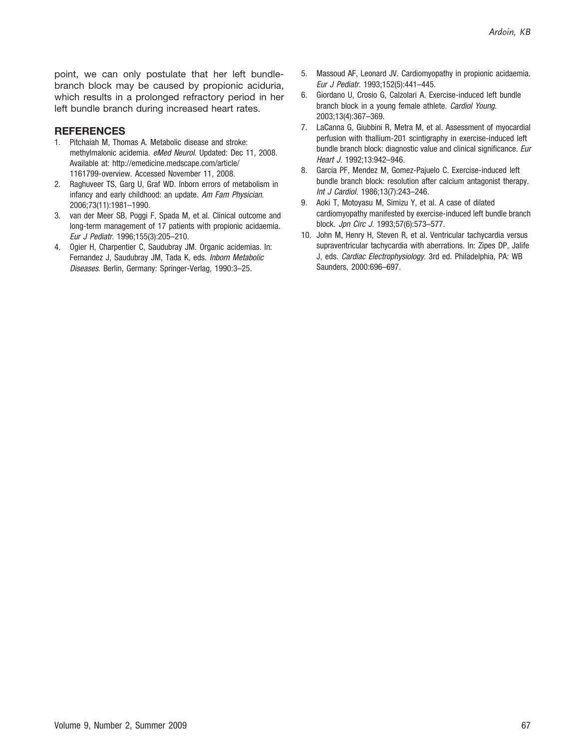point, we can only postulate that her left bundle-branch block may be caused by propionic aciduria, which results in a prolonged refractory period in her left bundle branch during increased heart rates.

## REFERENCES

1. Pitchaiah M, Thomas A. Metabolic disease and stroke: methylmalonic acidemia. *eMed Neurol*. Updated: Dec 11, 2008. Available at: http://emedicine.medscape.com/article/1161799-overview. Accessed November 11, 2008.
2. Raghuveer TS, Garg U, Graf WD. Inborn errors of metabolism in infancy and early childhood: an update. *Am Fam Physician*. 2006;73(11):1981–1990.
3. van der Meer SB, Poggi F, Spada M, et al. Clinical outcome and long-term management of 17 patients with propionic acidaemia. *Eur J Pediatr*. 1996;155(3):205–210.
4. Ogier H, Charpentier C, Saudubray JM. Organic acidemias. In: Fernandez J, Saudubray JM, Tada K, eds. *Inborn Metabolic Diseases*. Berlin, Germany: Springer-Verlag, 1990:3–25.
5. Massoud AF, Leonard JV. Cardiomyopathy in propionic acidaemia. *Eur J Pediatr*. 1993;152(5):441–445.
6. Giordano U, Crosio G, Calzolari A. Exercise-induced left bundle branch block in a young female athlete. *Cardiol Young*. 2003;13(4):367–369.
7. LaCanna G, Giubbini R, Metra M, et al. Assessment of myocardial perfusion with thallium-201 scintigraphy in exercise-induced left bundle branch block: diagnostic value and clinical significance. *Eur Heart J*. 1992;13:942–946.
8. Garcia PF, Mendez M, Gomez-Pajuelo C. Exercise-induced left bundle branch block: resolution after calcium antagonist therapy. *Int J Cardiol*. 1986;13(7):243–246.
9. Aoki T, Motoyasu M, Simizu Y, et al. A case of dilated cardiomyopathy manifested by exercise-induced left bundle branch block. *Jpn Circ J*. 1993;57(6):573–577.
10. John M, Henry H, Steven R, et al. Ventricular tachycardia versus supraventricular tachycardia with aberrations. In: Zipes DP, Jalife J, eds. *Cardiac Electrophysiology*. 3rd ed. Philadelphia, PA: WB Saunders, 2000:696–697.